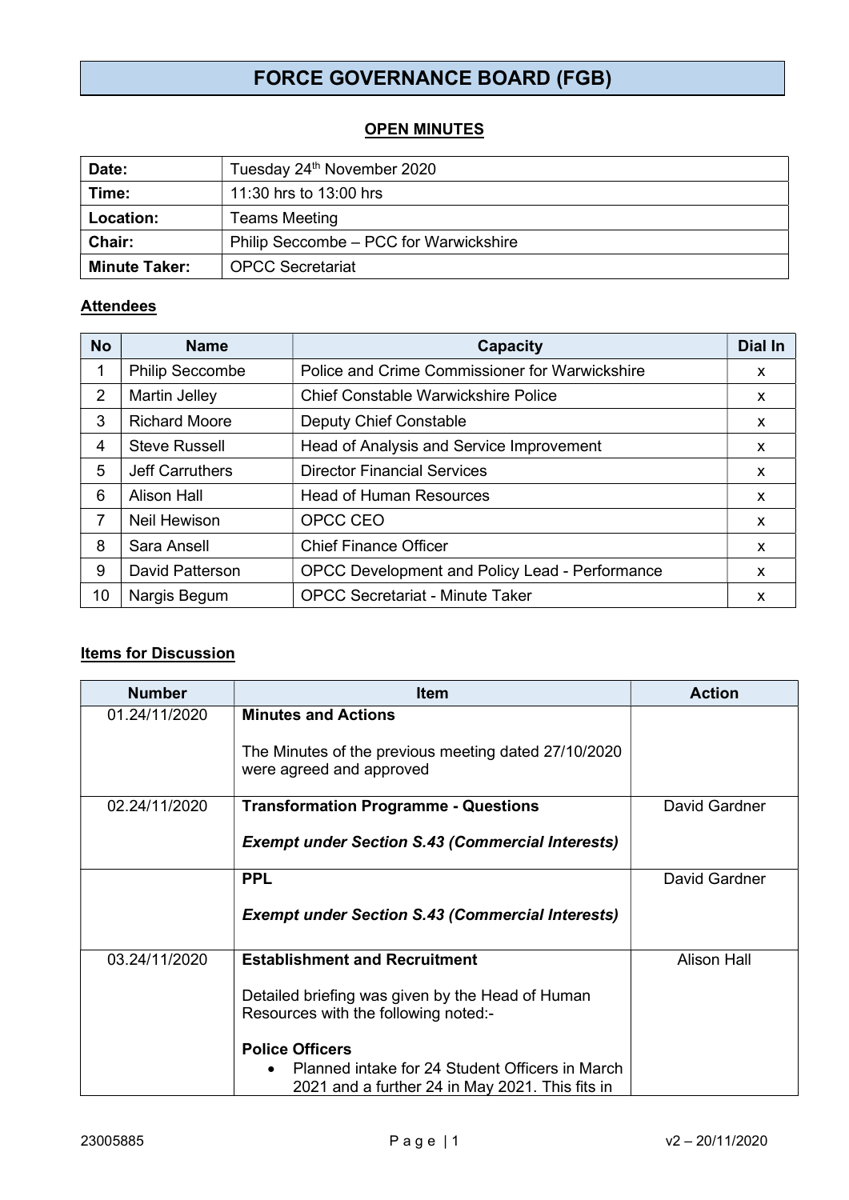# FORCE GOVERNANCE BOARD (FGB)

## OPEN MINUTES

| | |
|---|---|
| **Date:** | Tuesday 24th November 2020 |
| **Time:** | 11:30 hrs to 13:00 hrs |
| **Location:** | Teams Meeting |
| **Chair:** | Philip Seccombe – PCC for Warwickshire |
| **Minute Taker:** | OPCC Secretariat |

### Attendees

| No | Name | Capacity | Dial In |
|---|---|---|---|
| 1 | Philip Seccombe | Police and Crime Commissioner for Warwickshire | x |
| 2 | Martin Jelley | Chief Constable Warwickshire Police | x |
| 3 | Richard Moore | Deputy Chief Constable | x |
| 4 | Steve Russell | Head of Analysis and Service Improvement | x |
| 5 | Jeff Carruthers | Director Financial Services | x |
| 6 | Alison Hall | Head of Human Resources | x |
| 7 | Neil Hewison | OPCC CEO | x |
| 8 | Sara Ansell | Chief Finance Officer | x |
| 9 | David Patterson | OPCC Development and Policy Lead - Performance | x |
| 10 | Nargis Begum | OPCC Secretariat - Minute Taker | x |

### Items for Discussion

| Number | Item | Action |
|---|---|---|
| 01.24/11/2020 | **Minutes and Actions**<br><br>The Minutes of the previous meeting dated 27/10/2020 were agreed and approved | |
| 02.24/11/2020 | **Transformation Programme - Questions**<br><br>***Exempt under Section S.43 (Commercial Interests)*** | David Gardner |
| | **PPL**<br><br>***Exempt under Section S.43 (Commercial Interests)*** | David Gardner |
| 03.24/11/2020 | **Establishment and Recruitment**<br><br>Detailed briefing was given by the Head of Human Resources with the following noted:-<br><br>**Police Officers**<br>• Planned intake for 24 Student Officers in March 2021 and a further 24 in May 2021. This fits in | Alison Hall |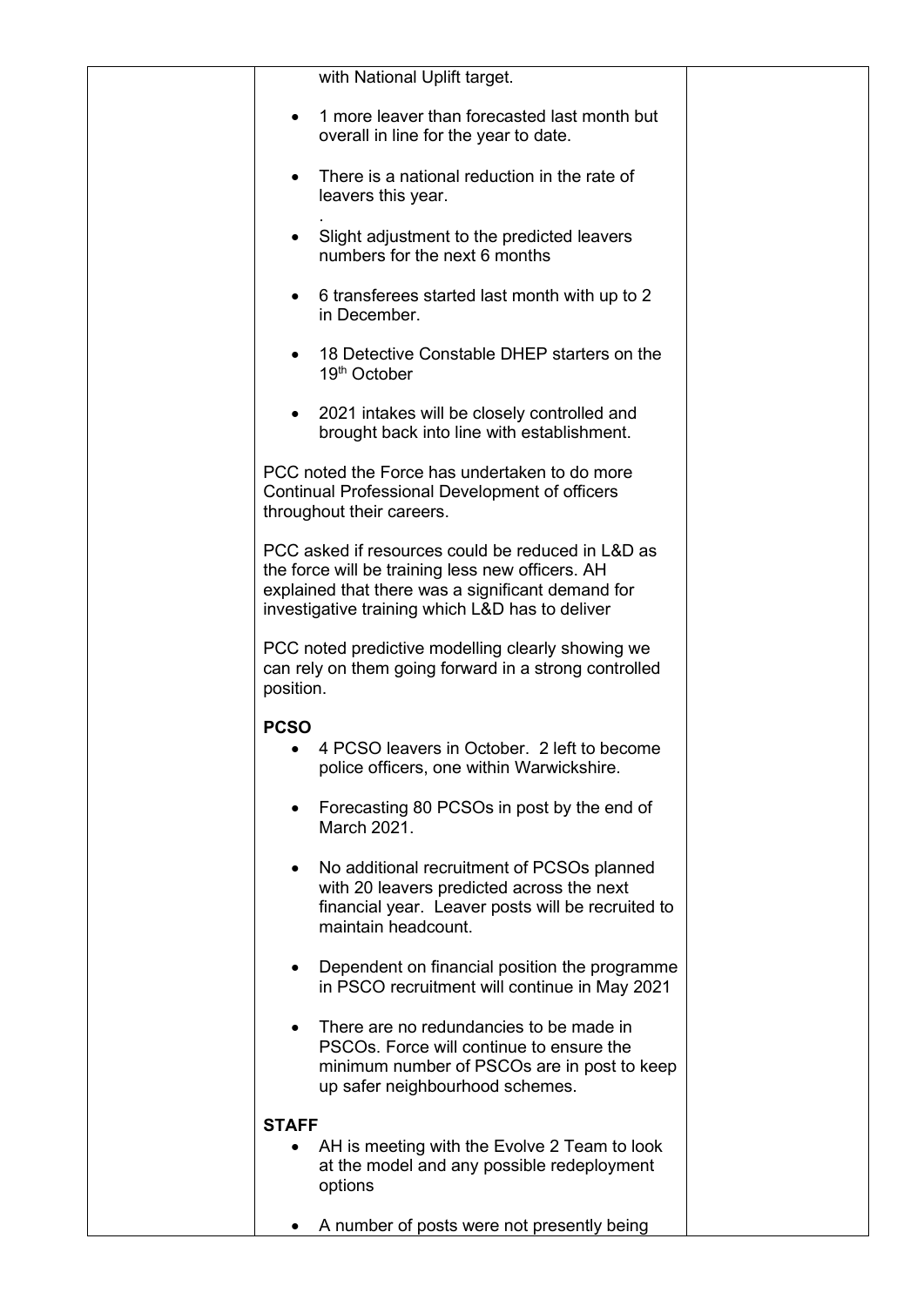| | | |
|---|---|---|
| | with National Uplift target.<br><br>• 1 more leaver than forecasted last month but overall in line for the year to date.<br><br>• There is a national reduction in the rate of leavers this year.<br>.<br>• Slight adjustment to the predicted leavers numbers for the next 6 months<br><br>• 6 transferees started last month with up to 2 in December.<br><br>• 18 Detective Constable DHEP starters on the 19th October<br><br>• 2021 intakes will be closely controlled and brought back into line with establishment.<br><br>PCC noted the Force has undertaken to do more Continual Professional Development of officers throughout their careers.<br><br>PCC asked if resources could be reduced in L&D as the force will be training less new officers. AH explained that there was a significant demand for investigative training which L&D has to deliver<br><br>PCC noted predictive modelling clearly showing we can rely on them going forward in a strong controlled position.<br><br>**PCSO**<br>• 4 PCSO leavers in October. 2 left to become police officers, one within Warwickshire.<br><br>• Forecasting 80 PCSOs in post by the end of March 2021.<br><br>• No additional recruitment of PCSOs planned with 20 leavers predicted across the next financial year. Leaver posts will be recruited to maintain headcount.<br><br>• Dependent on financial position the programme in PSCO recruitment will continue in May 2021<br><br>• There are no redundancies to be made in PSCOs. Force will continue to ensure the minimum number of PSCOs are in post to keep up safer neighbourhood schemes.<br><br>**STAFF**<br>• AH is meeting with the Evolve 2 Team to look at the model and any possible redeployment options<br><br>• A number of posts were not presently being | |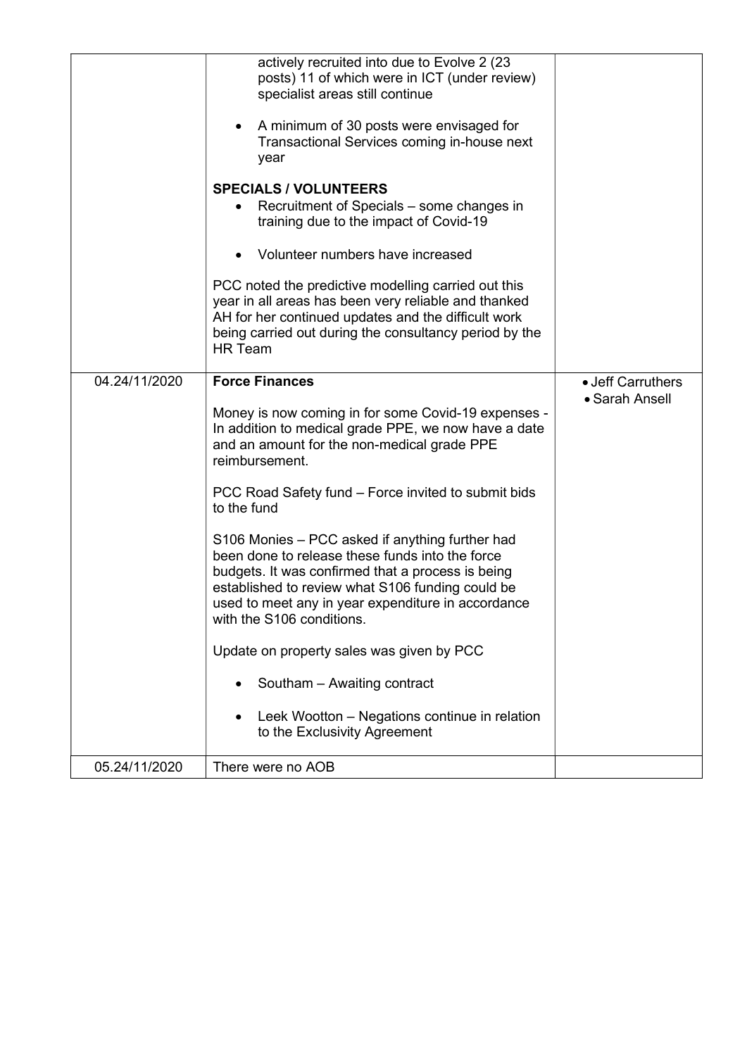| | | |
|---|---|---|
| | actively recruited into due to Evolve 2 (23 posts) 11 of which were in ICT (under review) specialist areas still continue<br><br>• A minimum of 30 posts were envisaged for Transactional Services coming in-house next year<br><br>**SPECIALS / VOLUNTEERS**<br>• Recruitment of Specials – some changes in training due to the impact of Covid-19<br>• Volunteer numbers have increased<br><br>PCC noted the predictive modelling carried out this year in all areas has been very reliable and thanked AH for her continued updates and the difficult work being carried out during the consultancy period by the HR Team | |
| 04.24/11/2020 | **Force Finances**<br><br>Money is now coming in for some Covid-19 expenses - In addition to medical grade PPE, we now have a date and an amount for the non-medical grade PPE reimbursement.<br><br>PCC Road Safety fund – Force invited to submit bids to the fund<br><br>S106 Monies – PCC asked if anything further had been done to release these funds into the force budgets. It was confirmed that a process is being established to review what S106 funding could be used to meet any in year expenditure in accordance with the S106 conditions.<br><br>Update on property sales was given by PCC<br><br>• Southam – Awaiting contract<br>• Leek Wootton – Negations continue in relation to the Exclusivity Agreement | • Jeff Carruthers<br>• Sarah Ansell |
| 05.24/11/2020 | There were no AOB | |